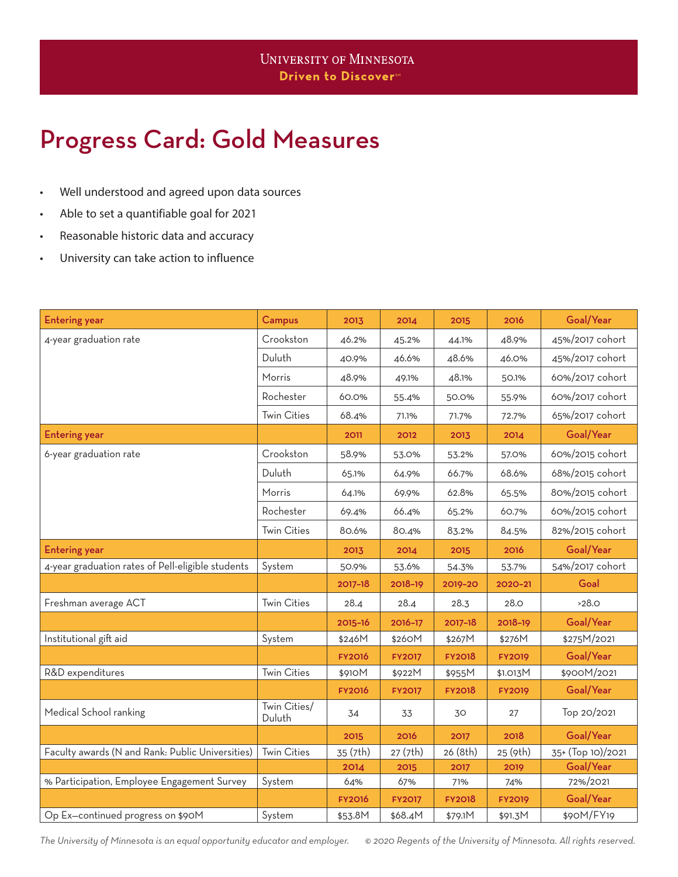University of Minnesota
**Driven to Discover**℠

# Progress Card: Gold Measures

- Well understood and agreed upon data sources
- Able to set a quantifiable goal for 2021
- Reasonable historic data and accuracy
- University can take action to influence

| Entering year | Campus | 2013 | 2014 | 2015 | 2016 | Goal/Year |
|---|---|---|---|---|---|---|
| 4-year graduation rate | Crookston | 46.2% | 45.2% | 44.1% | 48.9% | 45%/2017 cohort |
| | Duluth | 40.9% | 46.6% | 48.6% | 46.0% | 45%/2017 cohort |
| | Morris | 48.9% | 49.1% | 48.1% | 50.1% | 60%/2017 cohort |
| | Rochester | 60.0% | 55.4% | 50.0% | 55.9% | 60%/2017 cohort |
| | Twin Cities | 68.4% | 71.1% | 71.7% | 72.7% | 65%/2017 cohort |
| **Entering year** | | **2011** | **2012** | **2013** | **2014** | **Goal/Year** |
| 6-year graduation rate | Crookston | 58.9% | 53.0% | 53.2% | 57.0% | 60%/2015 cohort |
| | Duluth | 65.1% | 64.9% | 66.7% | 68.6% | 68%/2015 cohort |
| | Morris | 64.1% | 69.9% | 62.8% | 65.5% | 80%/2015 cohort |
| | Rochester | 69.4% | 66.4% | 65.2% | 60.7% | 60%/2015 cohort |
| | Twin Cities | 80.6% | 80.4% | 83.2% | 84.5% | 82%/2015 cohort |
| **Entering year** | | **2013** | **2014** | **2015** | **2016** | **Goal/Year** |
| 4-year graduation rates of Pell-eligible students | System | 50.9% | 53.6% | 54.3% | 53.7% | 54%/2017 cohort |
| | | **2017–18** | **2018–19** | **2019–20** | **2020–21** | **Goal** |
| Freshman average ACT | Twin Cities | 28.4 | 28.4 | 28.3 | 28.0 | >28.0 |
| | | **2015–16** | **2016–17** | **2017–18** | **2018–19** | **Goal/Year** |
| Institutional gift aid | System | $246M | $260M | $267M | $276M | $275M/2021 |
| | | **FY2016** | **FY2017** | **FY2018** | **FY2019** | **Goal/Year** |
| R&D expenditures | Twin Cities | $910M | $922M | $955M | $1.013M | $900M/2021 |
| | | **FY2016** | **FY2017** | **FY2018** | **FY2019** | **Goal/Year** |
| Medical School ranking | Twin Cities/ Duluth | 34 | 33 | 30 | 27 | Top 20/2021 |
| | | **2015** | **2016** | **2017** | **2018** | **Goal/Year** |
| Faculty awards (N and Rank: Public Universities) | Twin Cities | 35 (7th) | 27 (7th) | 26 (8th) | 25 (9th) | 35+ (Top 10)/2021 |
| | | **2014** | **2015** | **2017** | **2019** | **Goal/Year** |
| % Participation, Employee Engagement Survey | System | 64% | 67% | 71% | 74% | 72%/2021 |
| | | **FY2016** | **FY2017** | **FY2018** | **FY2019** | **Goal/Year** |
| Op Ex—continued progress on $90M | System | $53.8M | $68.4M | $79.1M | $91.3M | $90M/FY19 |

*The University of Minnesota is an equal opportunity educator and employer.* *© 2020 Regents of the University of Minnesota. All rights reserved.*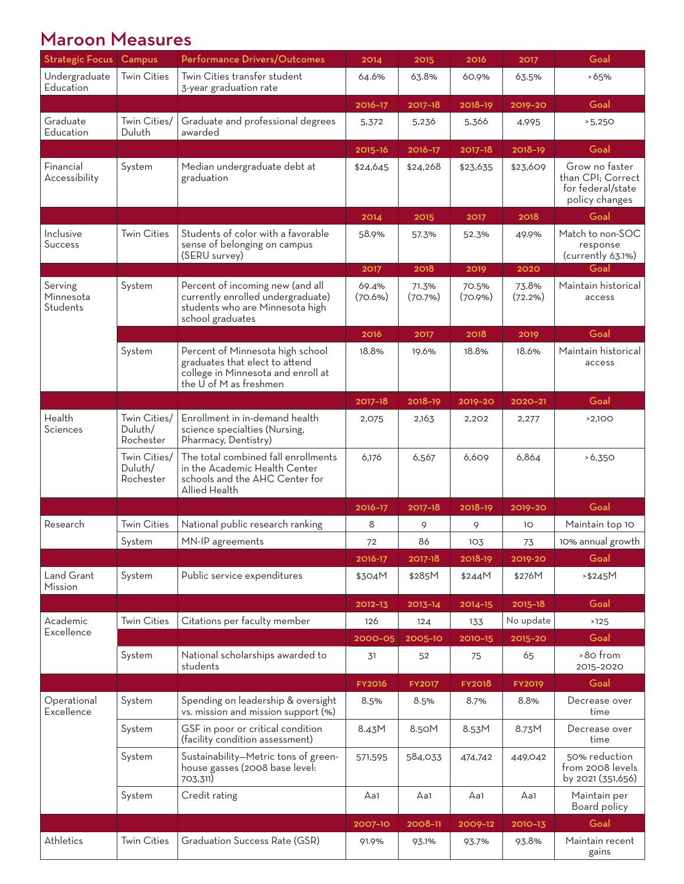## Maroon Measures

| Strategic Focus | Campus | Performance Drivers/Outcomes | 2014 | 2015 | 2016 | 2017 | Goal |
|---|---|---|---|---|---|---|---|
| Undergraduate Education | Twin Cities | Twin Cities transfer student 3-year graduation rate | 64.6% | 63.8% | 60.9% | 63.5% | >65% |
| | | | 2016-17 | 2017-18 | 2018-19 | 2019-20 | Goal |
| Graduate Education | Twin Cities/ Duluth | Graduate and professional degrees awarded | 5,372 | 5,236 | 5,366 | 4,995 | >5,250 |
| | | | 2015-16 | 2016-17 | 2017-18 | 2018-19 | Goal |
| Financial Accessibility | System | Median undergraduate debt at graduation | $24,645 | $24,268 | $23,635 | $23,609 | Grow no faster than CPI; Correct for federal/state policy changes |
| | | | 2014 | 2015 | 2017 | 2018 | Goal |
| Inclusive Success | Twin Cities | Students of color with a favorable sense of belonging on campus (SERU survey) | 58.9% | 57.3% | 52.3% | 49.9% | Match to non-SOC response (currently 63.1%) |
| | | | 2017 | 2018 | 2019 | 2020 | Goal |
| Serving Minnesota Students | System | Percent of incoming new (and all currently enrolled undergraduate) students who are Minnesota high school graduates | 69.4% (70.6%) | 71.3% (70.7%) | 70.5% (70.9%) | 73.8% (72.2%) | Maintain historical access |
| | | | 2016 | 2017 | 2018 | 2019 | Goal |
| | System | Percent of Minnesota high school graduates that elect to attend college in Minnesota and enroll at the U of M as freshmen | 18.8% | 19.6% | 18.8% | 18.6% | Maintain historical access |
| | | | 2017-18 | 2018-19 | 2019-20 | 2020-21 | Goal |
| Health Sciences | Twin Cities/ Duluth/ Rochester | Enrollment in in-demand health science specialties (Nursing, Pharmacy, Dentistry) | 2,075 | 2,163 | 2,202 | 2,277 | >2,100 |
| | Twin Cities/ Duluth/ Rochester | The total combined fall enrollments in the Academic Health Center schools and the AHC Center for Allied Health | 6,176 | 6,567 | 6,609 | 6,864 | >6,350 |
| | | | 2016-17 | 2017-18 | 2018-19 | 2019-20 | Goal |
| Research | Twin Cities | National public research ranking | 8 | 9 | 9 | 10 | Maintain top 10 |
| | System | MN-IP agreements | 72 | 86 | 103 | 73 | 10% annual growth |
| | | | 2016-17 | 2017-18 | 2018-19 | 2019-20 | Goal |
| Land Grant Mission | System | Public service expenditures | $304M | $285M | $244M | $276M | >$245M |
| | | | 2012-13 | 2013-14 | 2014-15 | 2015-18 | Goal |
| Academic Excellence | Twin Cities | Citations per faculty member | 126 | 124 | 133 | No update | >125 |
| | | | 2000-05 | 2005-10 | 2010-15 | 2015-20 | Goal |
| | System | National scholarships awarded to students | 31 | 52 | 75 | 65 | >80 from 2015-2020 |
| | | | FY2016 | FY2017 | FY2018 | FY2019 | Goal |
| Operational Excellence | System | Spending on leadership & oversight vs. mission and mission support (%) | 8.5% | 8.5% | 8.7% | 8.8% | Decrease over time |
| | System | GSF in poor or critical condition (facility condition assessment) | 8.43M | 8.50M | 8.53M | 8.73M | Decrease over time |
| | System | Sustainability—Metric tons of greenhouse gasses (2008 base level: 703,311) | 571,595 | 584,033 | 474,742 | 449,042 | 50% reduction from 2008 levels by 2021 (351,656) |
| | System | Credit rating | Aa1 | Aa1 | Aa1 | Aa1 | Maintain per Board policy |
| | | | 2007-10 | 2008-11 | 2009-12 | 2010-13 | Goal |
| Athletics | Twin Cities | Graduation Success Rate (GSR) | 91.9% | 93.1% | 93.7% | 93.8% | Maintain recent gains |